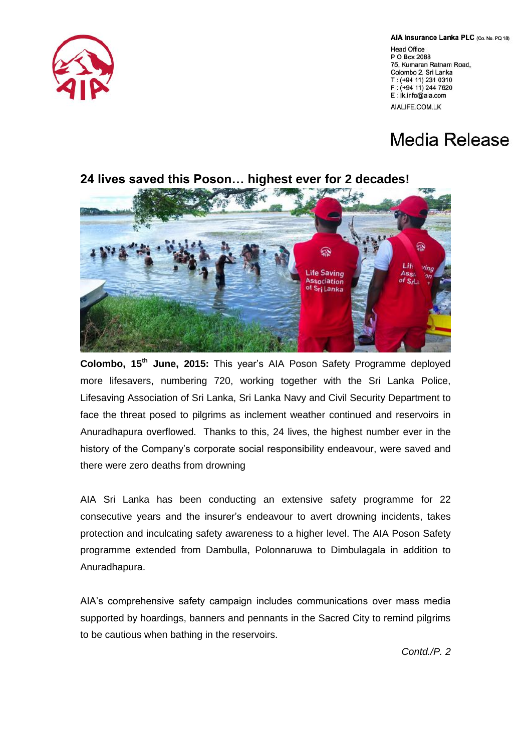**AIA Insurance Lanka PLC** (Co. No. PQ 18)

Head Office
P O Box 2088
75, Kumaran Ratnam Road,
Colombo 2, Sri Lanka
T : (+94 11) 231 0310
F : (+94 11) 244 7620
E : lk.info@aia.com

AIALIFE.COM.LK

# Media Release

## 24 lives saved this Poson… highest ever for 2 decades!

**Colombo, 15th June, 2015:** This year's AIA Poson Safety Programme deployed more lifesavers, numbering 720, working together with the Sri Lanka Police, Lifesaving Association of Sri Lanka, Sri Lanka Navy and Civil Security Department to face the threat posed to pilgrims as inclement weather continued and reservoirs in Anuradhapura overflowed. Thanks to this, 24 lives, the highest number ever in the history of the Company's corporate social responsibility endeavour, were saved and there were zero deaths from drowning

AIA Sri Lanka has been conducting an extensive safety programme for 22 consecutive years and the insurer's endeavour to avert drowning incidents, takes protection and inculcating safety awareness to a higher level. The AIA Poson Safety programme extended from Dambulla, Polonnaruwa to Dimbulagala in addition to Anuradhapura.

AIA's comprehensive safety campaign includes communications over mass media supported by hoardings, banners and pennants in the Sacred City to remind pilgrims to be cautious when bathing in the reservoirs.

*Contd./P. 2*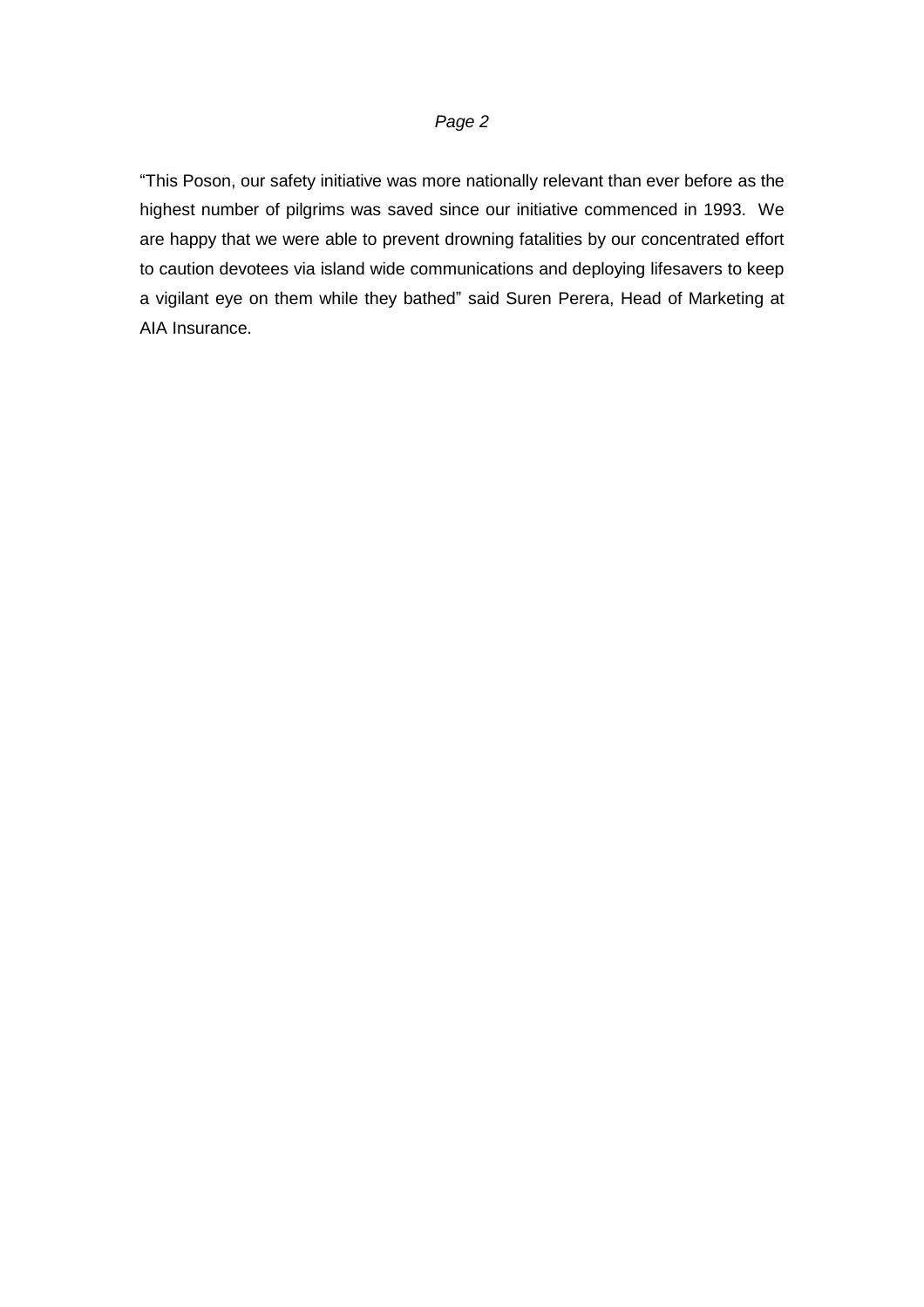"This Poson, our safety initiative was more nationally relevant than ever before as the highest number of pilgrims was saved since our initiative commenced in 1993. We are happy that we were able to prevent drowning fatalities by our concentrated effort to caution devotees via island wide communications and deploying lifesavers to keep a vigilant eye on them while they bathed" said Suren Perera, Head of Marketing at AIA Insurance.